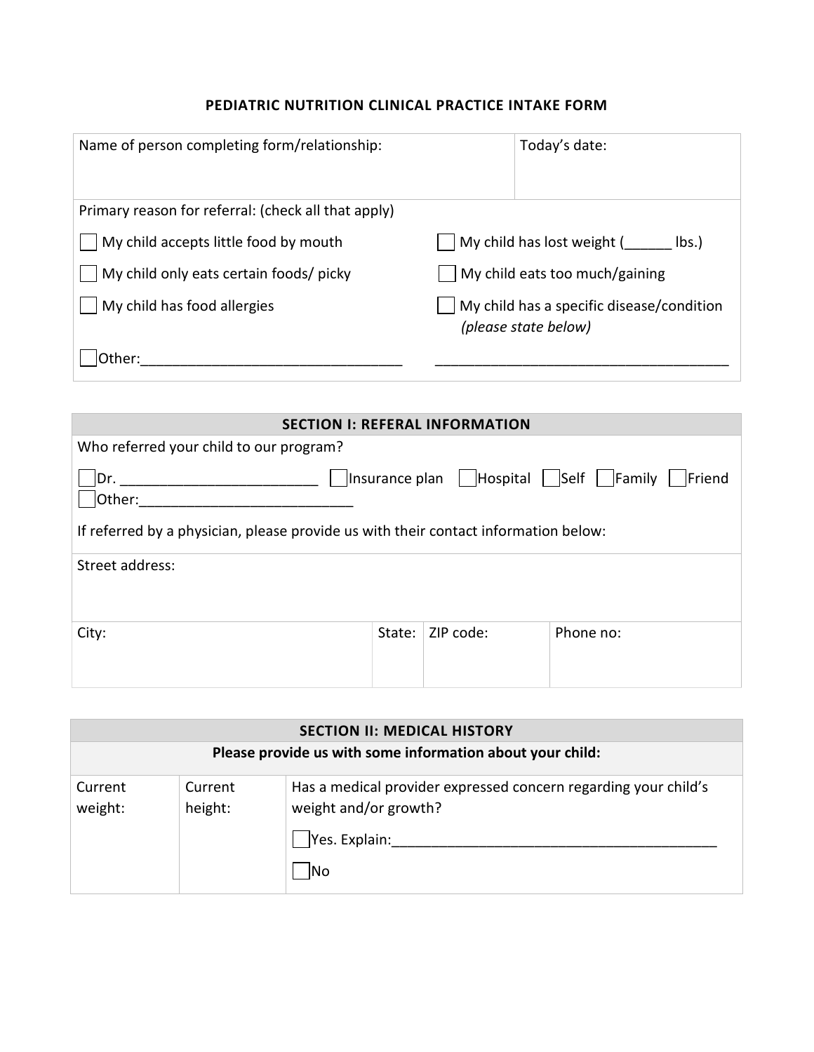# PEDIATRIC NUTRITION CLINICAL PRACTICE INTAKE FORM

| Name of person completing form/relationship: | Today's date: |
|---|---|

Primary reason for referral: (check all that apply)

- ☐ My child accepts little food by mouth
- ☐ My child has lost weight (______ lbs.)
- ☐ My child only eats certain foods/ picky
- ☐ My child eats too much/gaining
- ☐ My child has food allergies
- ☐ My child has a specific disease/condition *(please state below)*
- ☐ Other:_________________________________ _____________________________________

## SECTION I: REFERAL INFORMATION

Who referred your child to our program?

☐ Dr. ________________________ ☐ Insurance plan ☐ Hospital ☐ Self ☐ Family ☐ Friend
☐ Other:__________________________

If referred by a physician, please provide us with their contact information below:

| Street address: | | | |
|---|---|---|---|
| City: | State: | ZIP code: | Phone no: |

## SECTION II: MEDICAL HISTORY

**Please provide us with some information about your child:**

| Current weight: | Current height: | Has a medical provider expressed concern regarding your child's weight and/or growth?<br>☐ Yes. Explain:_________________________________________<br>☐ No |
|---|---|---|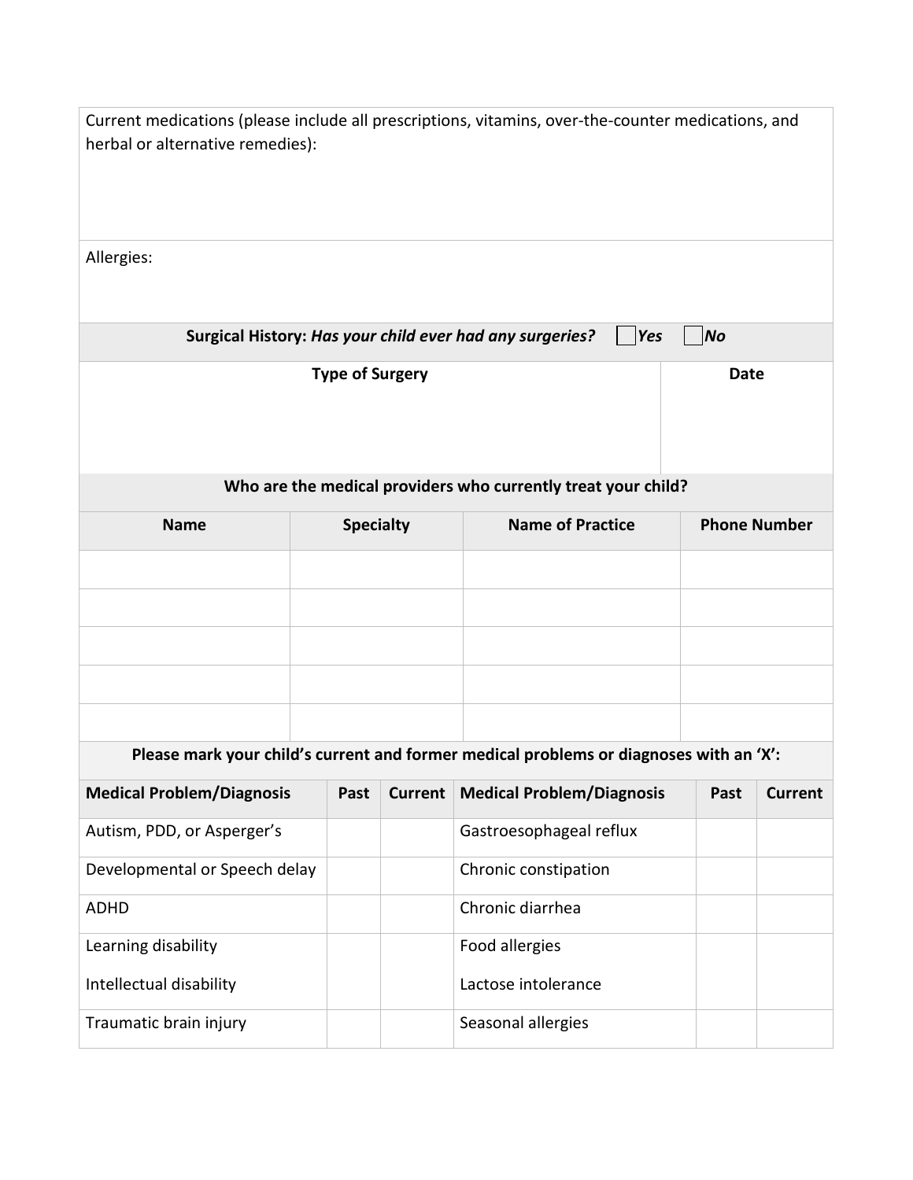Current medications (please include all prescriptions, vitamins, over-the-counter medications, and herbal or alternative remedies):

Allergies:

**Surgical History:** ***Has your child ever had any surgeries?*** ☐ ***Yes*** ☐ ***No***

| Type of Surgery | Date |
|---|---|
| | |

**Who are the medical providers who currently treat your child?**

| Name | Specialty | Name of Practice | Phone Number |
|---|---|---|---|
| | | | |
| | | | |
| | | | |
| | | | |
| | | | |

**Please mark your child's current and former medical problems or diagnoses with an 'X':**

| Medical Problem/Diagnosis | Past | Current | Medical Problem/Diagnosis | Past | Current |
|---|---|---|---|---|---|
| Autism, PDD, or Asperger's | | | Gastroesophageal reflux | | |
| Developmental or Speech delay | | | Chronic constipation | | |
| ADHD | | | Chronic diarrhea | | |
| Learning disability | | | Food allergies | | |
| Intellectual disability | | | Lactose intolerance | | |
| Traumatic brain injury | | | Seasonal allergies | | |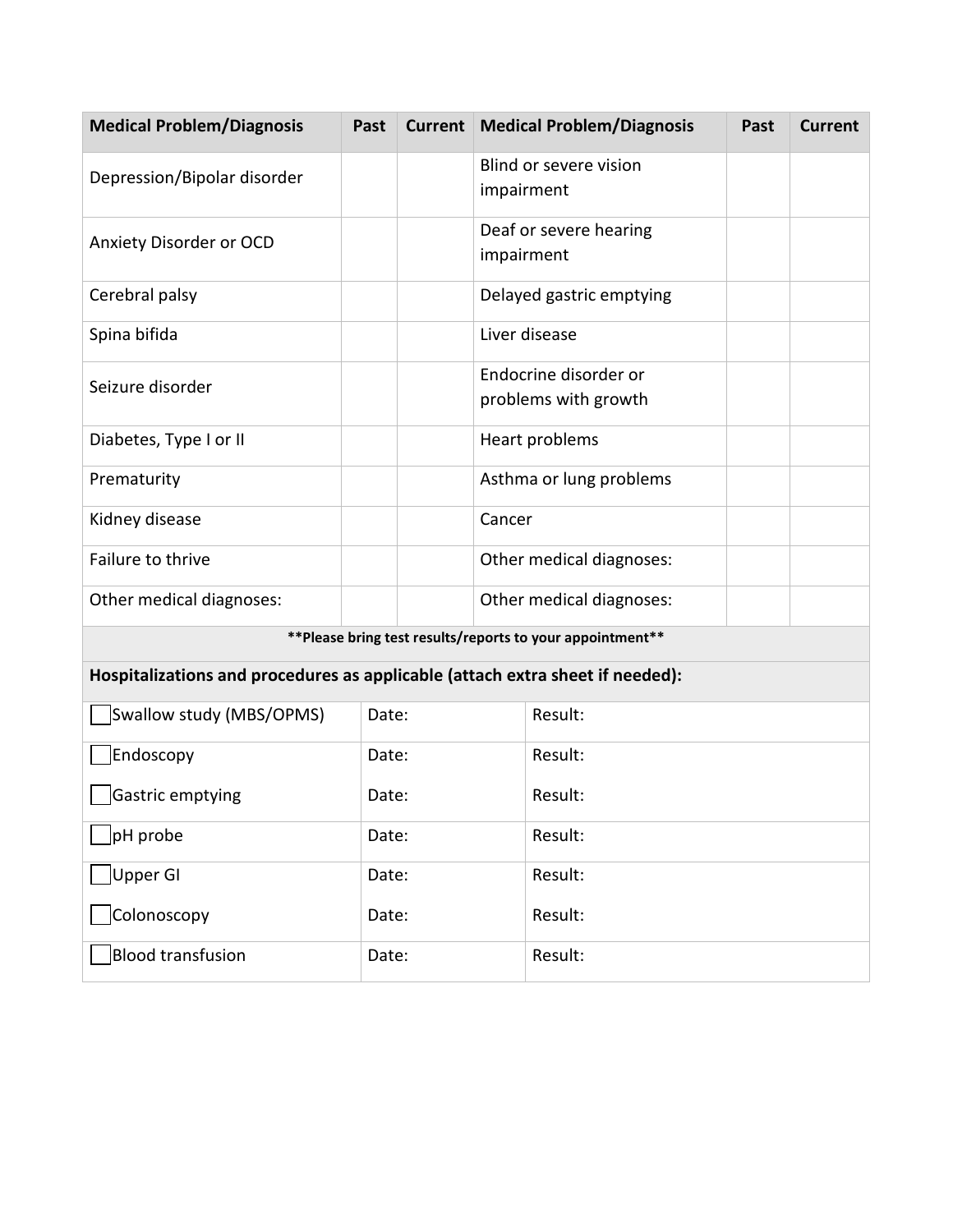| Medical Problem/Diagnosis | Past | Current | Medical Problem/Diagnosis | Past | Current |
|---|---|---|---|---|---|
| Depression/Bipolar disorder | | | Blind or severe vision impairment | | |
| Anxiety Disorder or OCD | | | Deaf or severe hearing impairment | | |
| Cerebral palsy | | | Delayed gastric emptying | | |
| Spina bifida | | | Liver disease | | |
| Seizure disorder | | | Endocrine disorder or problems with growth | | |
| Diabetes, Type I or II | | | Heart problems | | |
| Prematurity | | | Asthma or lung problems | | |
| Kidney disease | | | Cancer | | |
| Failure to thrive | | | Other medical diagnoses: | | |
| Other medical diagnoses: | | | Other medical diagnoses: | | |

**Please bring test results/reports to your appointment**

**Hospitalizations and procedures as applicable (attach extra sheet if needed):**

| Procedure | Date | Result |
|---|---|---|
| ☐ Swallow study (MBS/OPMS) | Date: | Result: |
| ☐ Endoscopy | Date: | Result: |
| ☐ Gastric emptying | Date: | Result: |
| ☐ pH probe | Date: | Result: |
| ☐ Upper GI | Date: | Result: |
| ☐ Colonoscopy | Date: | Result: |
| ☐ Blood transfusion | Date: | Result: |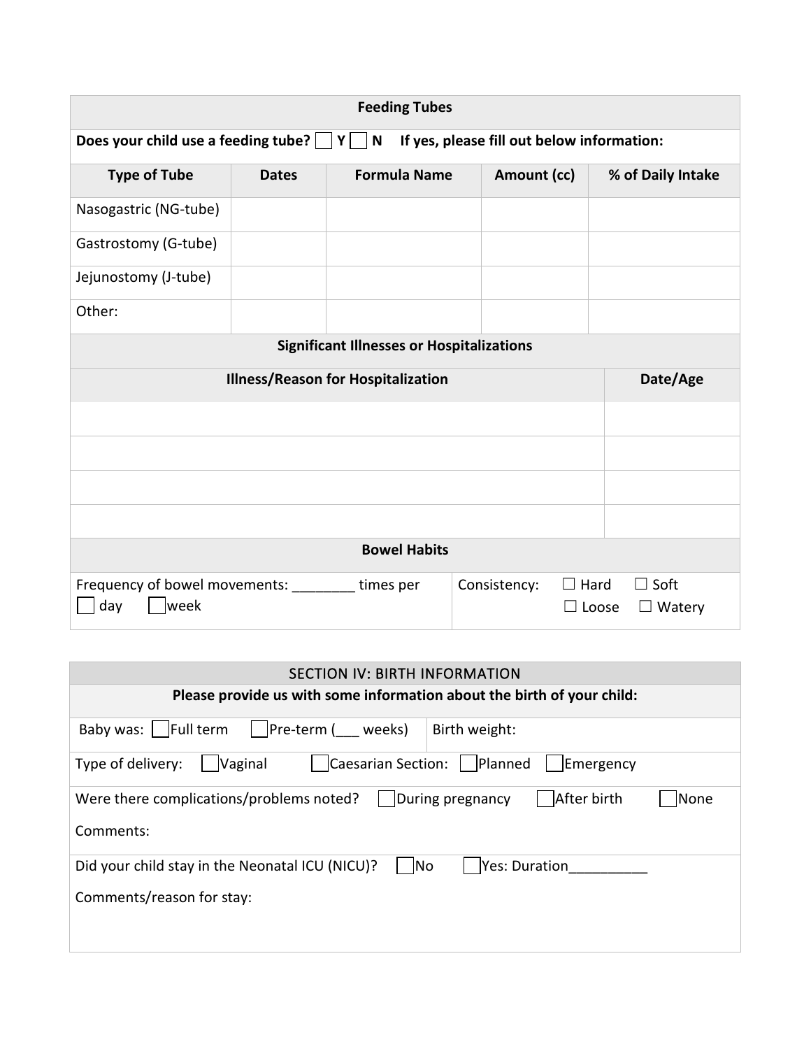## Feeding Tubes

**Does your child use a feeding tube?** ☐ **Y** ☐ **N** **If yes, please fill out below information:**

| Type of Tube | Dates | Formula Name | Amount (cc) | % of Daily Intake |
|---|---|---|---|---|
| Nasogastric (NG-tube) | | | | |
| Gastrostomy (G-tube) | | | | |
| Jejunostomy (J-tube) | | | | |
| Other: | | | | |

## Significant Illnesses or Hospitalizations

| Illness/Reason for Hospitalization | Date/Age |
|---|---|
| | |
| | |
| | |
| | |

## Bowel Habits

Frequency of bowel movements: ________ times per ☐ day ☐ week

Consistency: ☐ Hard ☐ Soft ☐ Loose ☐ Watery

## SECTION IV: BIRTH INFORMATION

**Please provide us with some information about the birth of your child:**

Baby was: ☐ Full term ☐ Pre-term (___ weeks)

Birth weight:

Type of delivery: ☐ Vaginal ☐ Caesarian Section: ☐ Planned ☐ Emergency

Were there complications/problems noted? ☐ During pregnancy ☐ After birth ☐ None

Comments:

Did your child stay in the Neonatal ICU (NICU)? ☐ No ☐ Yes: Duration__________

Comments/reason for stay: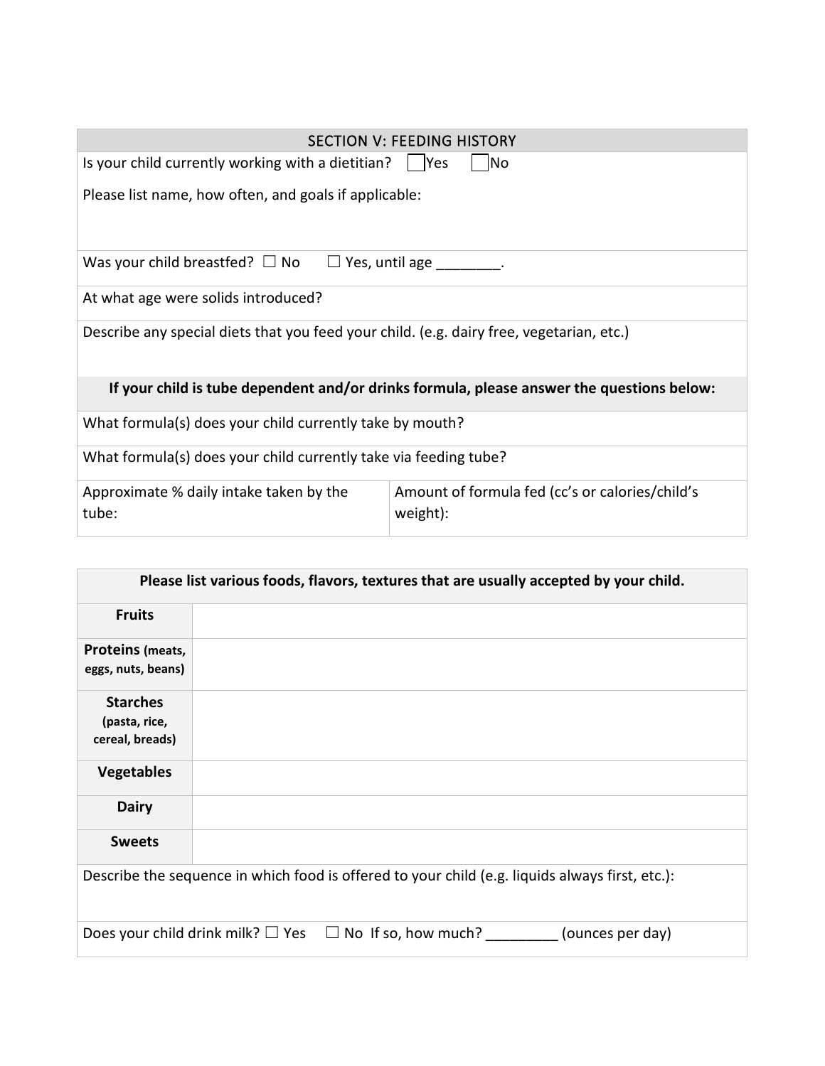## SECTION V: FEEDING HISTORY

Is your child currently working with a dietitian? ☐ Yes ☐ No

Please list name, how often, and goals if applicable:

Was your child breastfed? ☐ No ☐ Yes, until age ________.

At what age were solids introduced?

Describe any special diets that you feed your child. (e.g. dairy free, vegetarian, etc.)

**If your child is tube dependent and/or drinks formula, please answer the questions below:**

What formula(s) does your child currently take by mouth?

What formula(s) does your child currently take via feeding tube?

| Approximate % daily intake taken by the tube: | Amount of formula fed (cc's or calories/child's weight): |
|---|---|
| | |

| **Please list various foods, flavors, textures that are usually accepted by your child.** | |
|---|---|
| **Fruits** | |
| **Proteins** (meats, eggs, nuts, beans) | |
| **Starches** (pasta, rice, cereal, breads) | |
| **Vegetables** | |
| **Dairy** | |
| **Sweets** | |

Describe the sequence in which food is offered to your child (e.g. liquids always first, etc.):

Does your child drink milk? ☐ Yes ☐ No If so, how much? _________ (ounces per day)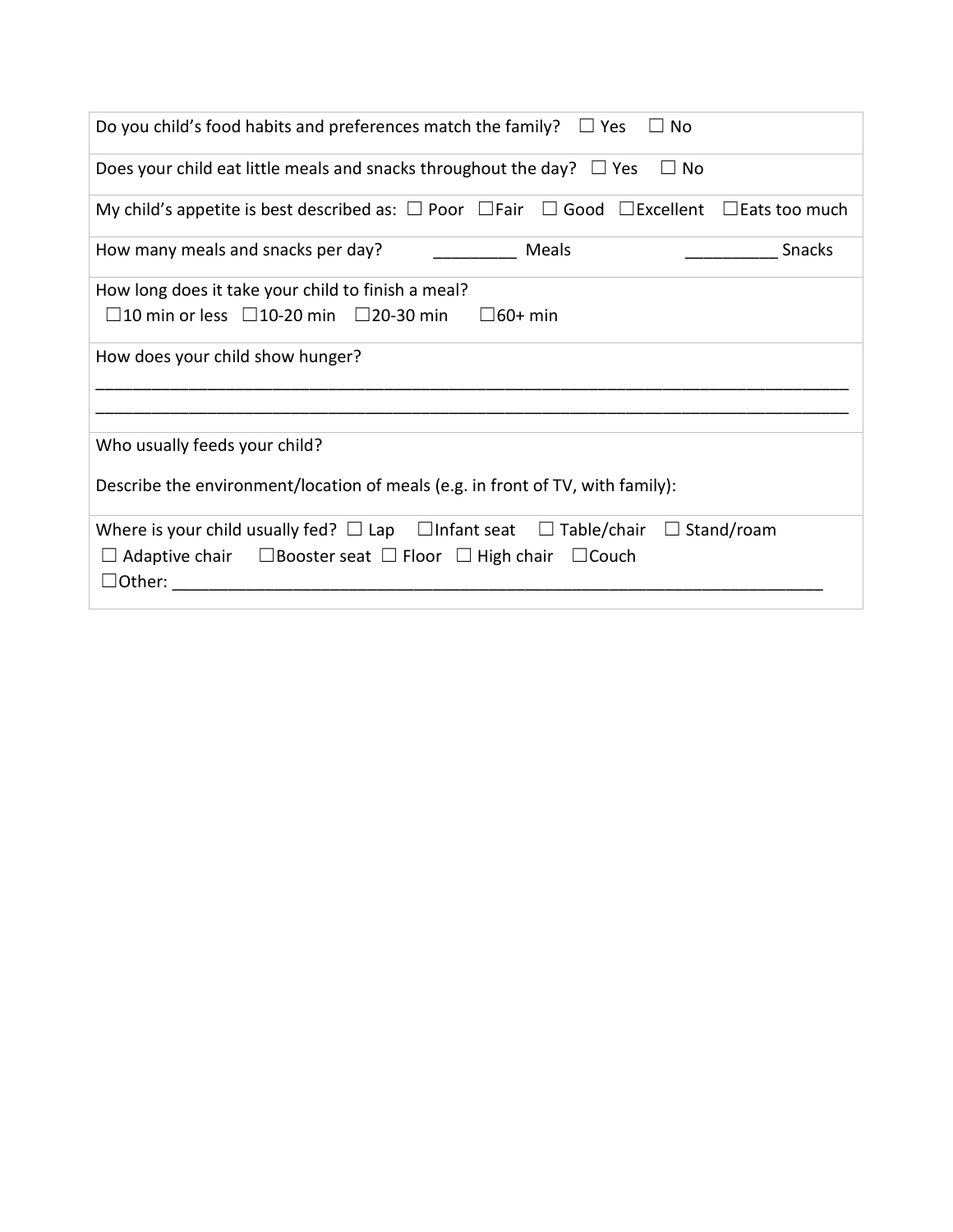| |
|---|
| Do you child's food habits and preferences match the family? ☐ Yes ☐ No |
| Does your child eat little meals and snacks throughout the day? ☐ Yes ☐ No |
| My child's appetite is best described as: ☐ Poor ☐Fair ☐ Good ☐Excellent ☐Eats too much |
| How many meals and snacks per day? _________ Meals __________ Snacks |
| How long does it take your child to finish a meal?<br>☐10 min or less ☐10-20 min ☐20-30 min ☐60+ min |
| How does your child show hunger?<br>________________________________________________________________________________<br>________________________________________________________________________________ |
| Who usually feeds your child?<br><br>Describe the environment/location of meals (e.g. in front of TV, with family): |
| Where is your child usually fed? ☐ Lap ☐Infant seat ☐ Table/chair ☐ Stand/roam<br>☐ Adaptive chair ☐Booster seat ☐ Floor ☐ High chair ☐Couch<br>☐Other: ______________________________________________________________________ |